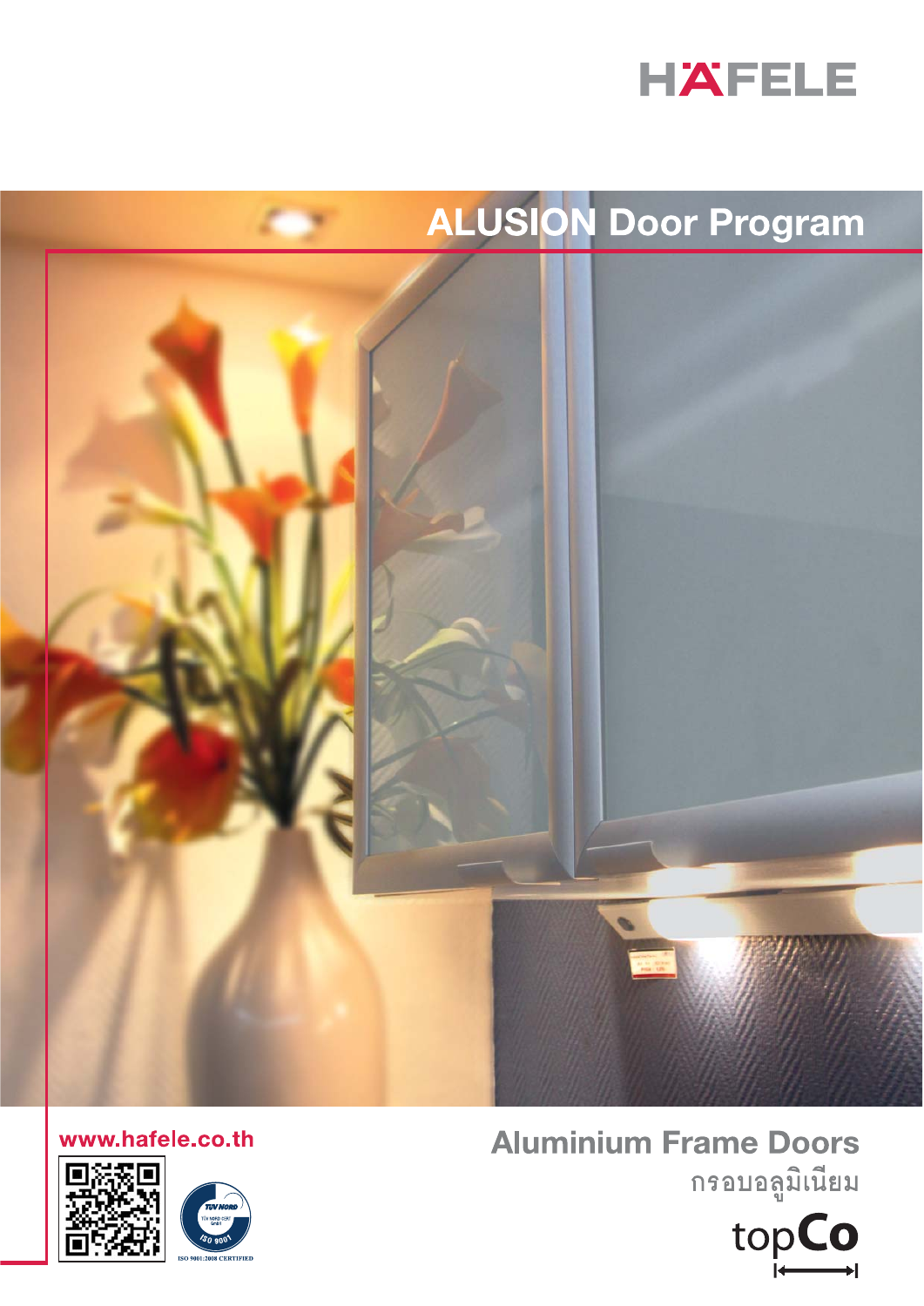HÄFELE

# ALUSION Door Program

www.hafele.co.th

ISO 9001:2008 CERTIFIED

## Aluminium Frame Doors

กรอบอลูมิเนียม

topCo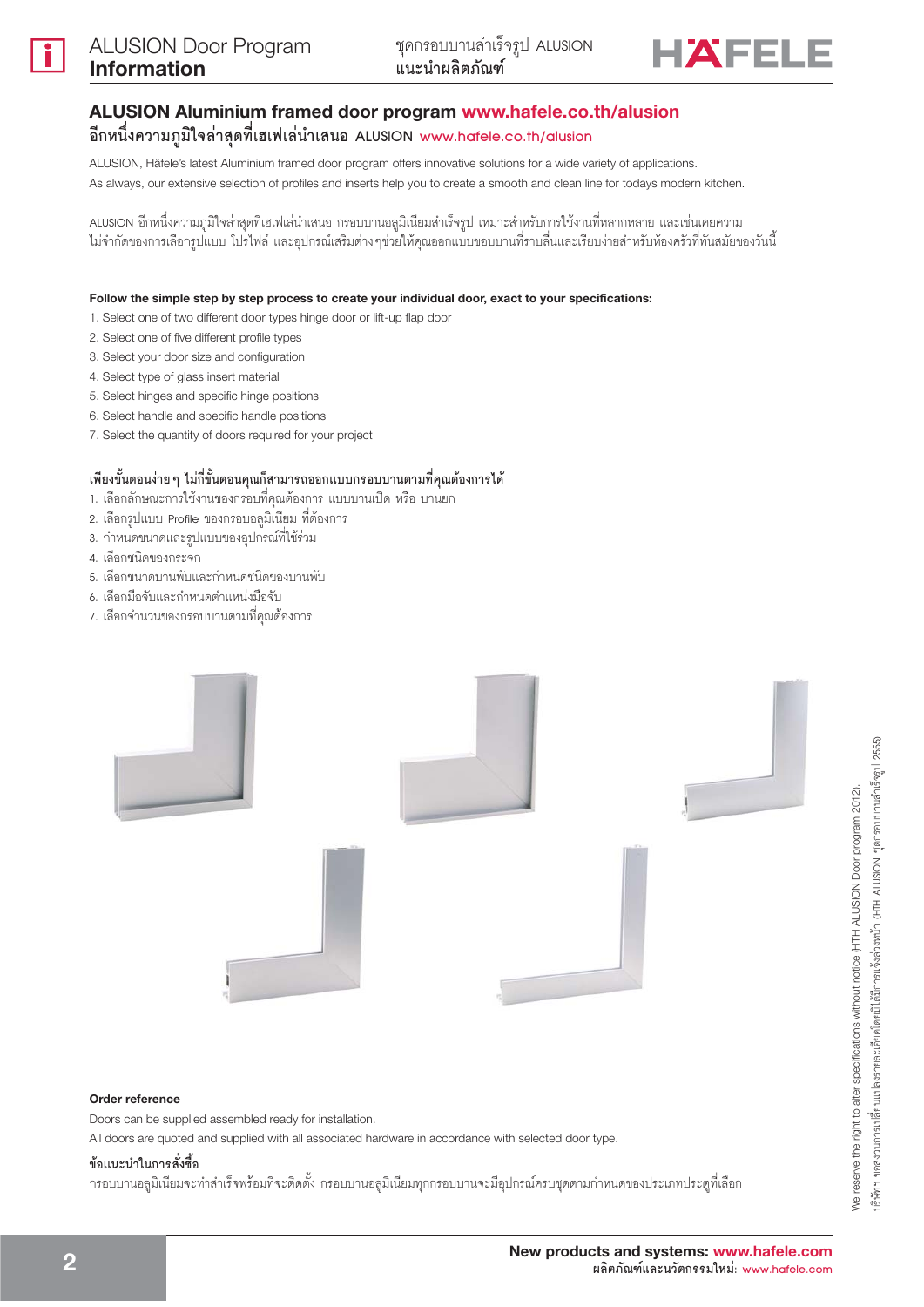## ALUSION Aluminium framed door program www.hafele.co.th/alusion

### อีกหนึ่งความภูมิใจล่าสุดที่เฮเฟเล่นำเสนอ ALUSION www.hafele.co.th/alusion

ALUSION, Häfele's latest Aluminium framed door program offers innovative solutions for a wide variety of applications.
As always, our extensive selection of profiles and inserts help you to create a smooth and clean line for todays modern kitchen.

ALUSION อีกหนึ่งความภูมิใจล่าสุดที่เฮเฟเล่นำเสนอ กรอบบานอลูมิเนียมสำเร็จรูป เหมาะสำหรับการใช้งานที่หลากหลาย และเช่นเคยความไม่จำกัดของการเลือกรูปแบบ โปรไฟล์ และอุปกรณ์เสริมต่างๆช่วยให้คุณออกแบบขอบบานที่ราบลื่นและเรียบง่ายสำหรับห้องครัวที่ทันสมัยของวันนี้

**Follow the simple step by step process to create your individual door, exact to your specifications:**

1. Select one of two different door types hinge door or lift-up flap door
2. Select one of five different profile types
3. Select your door size and configuration
4. Select type of glass insert material
5. Select hinges and specific hinge positions
6. Select handle and specific handle positions
7. Select the quantity of doors required for your project

**เพียงขั้นตอนง่ายๆ ไม่กี่ขั้นตอนคุณก็สามารถออกแบบกรอบบานตามที่คุณต้องการได้**

1. เลือกลักษณะการใช้งานของกรอบที่คุณต้องการ แบบบานเปิด หรือ บานยก
2. เลือกรูปแบบ Profile ของกรอบอลูมิเนียม ที่ต้องการ
3. กำหนดขนาดและรูปแบบของอุปกรณ์ที่ใช้ร่วม
4. เลือกชนิดของกระจก
5. เลือกขนาดบานพับและกำหนดชนิดของบานพับ
6. เลือกมือจับและกำหนดตำแหน่งมือจับ
7. เลือกจำนวนของกรอบบานตามที่คุณต้องการ

**Order reference**

Doors can be supplied assembled ready for installation.
All doors are quoted and supplied with all associated hardware in accordance with selected door type.

**ข้อแนะนำในการสั่งซื้อ**

กรอบบานอลูมิเนียมจะทำสำเร็จพร้อมที่จะติดตั้ง กรอบบานอลูมิเนียมทุกกรอบบานจะมีอุปกรณ์ครบชุดตามกำหนดของประเภทประตูที่เลือก

We reserve the right to alter specifications without notice (HTH ALUSION Door program 2012).
บริษัทฯ ขอสงวนการเปลี่ยนแปลงรายละเอียดโดยมิได้มีการแจ้งล่วงหน้า (HTH ALUSION ชุดกรอบบานสำเร็จรูป 2555).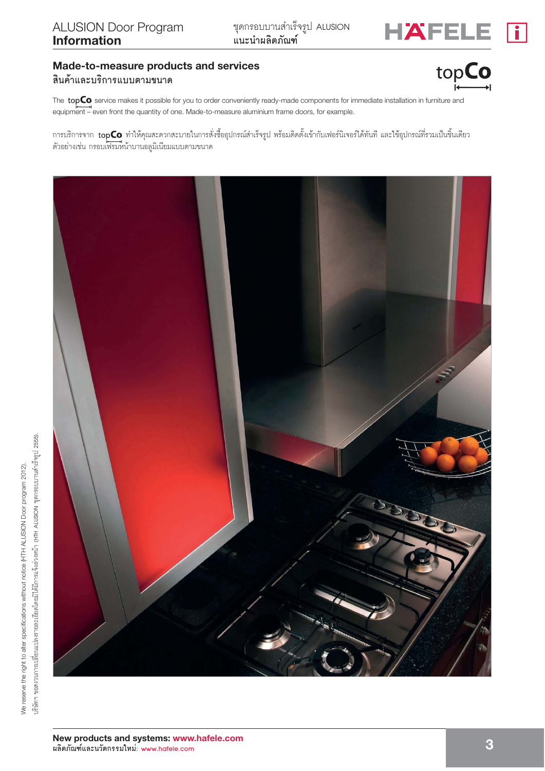## Made-to-measure products and services
### สินค้าและบริการแบบตามขนาด

topCo

The topCo service makes it possible for you to order conveniently ready-made components for immediate installation in furniture and equipment – even front the quantity of one. Made-to-measure aluminium frame doors, for example.

การบริการจาก topCo ทำให้คุณสะดวกสะบายในการสั่งซื้ออุปกรณ์สำเร็จรูป พร้อมติดตั้งเข้ากับเฟอร์นิเจอร์ได้ทันที และใช้อุปกรณ์ที่รวมเป็นชิ้นเดียว ตัวอย่างเช่น กรอบเฟรมหน้าบานอลูมิเนียมแบบตามขนาด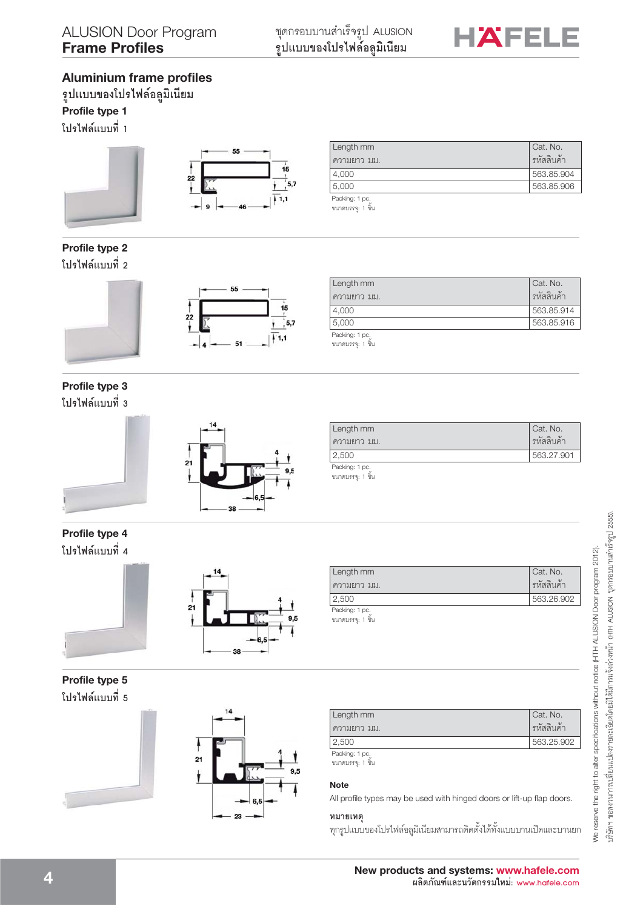## Aluminium frame profiles

รูปแบบของโปรไฟล์อลูมิเนียม

### Profile type 1

โปรไฟล์แบบที่ 1

| Length mm<br>ความยาว มม. | Cat. No.<br>รหัสสินค้า |
|---|---|
| 4,000 | 563.85.904 |
| 5,000 | 563.85.906 |

Packing: 1 pc.
ขนาดบรรจุ: 1 ชิ้น

### Profile type 2

โปรไฟล์แบบที่ 2

| Length mm<br>ความยาว มม. | Cat. No.<br>รหัสสินค้า |
|---|---|
| 4,000 | 563.85.914 |
| 5,000 | 563.85.916 |

Packing: 1 pc.
ขนาดบรรจุ: 1 ชิ้น

### Profile type 3

โปรไฟล์แบบที่ 3

| Length mm<br>ความยาว มม. | Cat. No.<br>รหัสสินค้า |
|---|---|
| 2,500 | 563.27.901 |

Packing: 1 pc.
ขนาดบรรจุ: 1 ชิ้น

### Profile type 4

โปรไฟล์แบบที่ 4

| Length mm<br>ความยาว มม. | Cat. No.<br>รหัสสินค้า |
|---|---|
| 2,500 | 563.26.902 |

Packing: 1 pc.
ขนาดบรรจุ: 1 ชิ้น

### Profile type 5

โปรไฟล์แบบที่ 5

| Length mm<br>ความยาว มม. | Cat. No.<br>รหัสสินค้า |
|---|---|
| 2,500 | 563.25.902 |

Packing: 1 pc.
ขนาดบรรจุ: 1 ชิ้น

**Note**

All profile types may be used with hinged doors or lift-up flap doors.

**หมายเหตุ**

ทุกรูปแบบของโปรไฟล์อลูมิเนียมสามารถติดตั้งได้ทั้งแบบบานเปิดและบานยก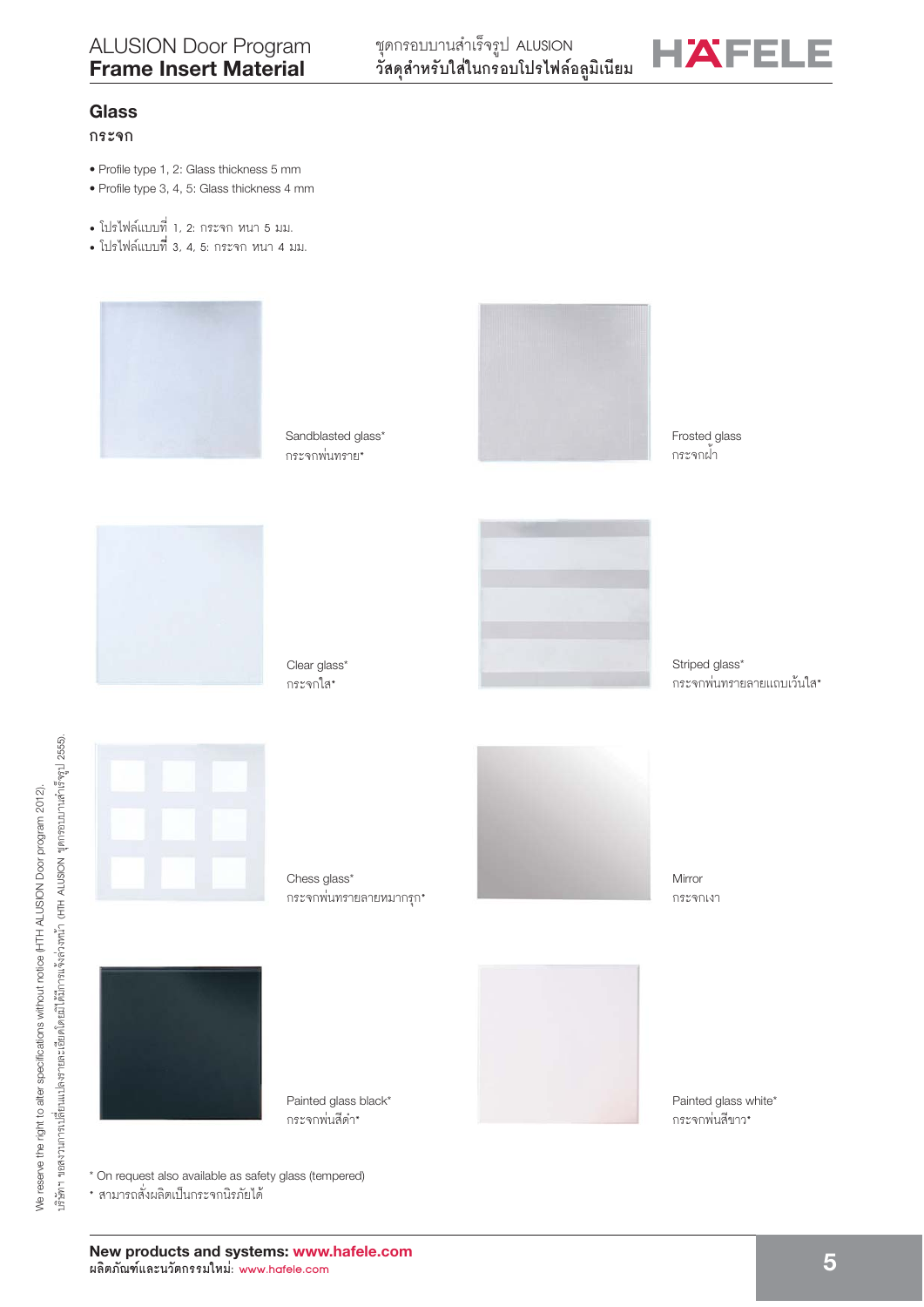## Glass

กระจก

- Profile type 1, 2: Glass thickness 5 mm
- Profile type 3, 4, 5: Glass thickness 4 mm

- โปรไฟล์แบบที่ 1, 2: กระจก หนา 5 มม.
- โปรไฟล์แบบที่ 3, 4, 5: กระจก หนา 4 มม.

Sandblasted glass*
กระจกพ่นทราย*

Frosted glass
กระจกฝ้า

Clear glass*
กระจกใส*

Striped glass*
กระจกพ่นทรายลายแถบเว้นใส*

Chess glass*
กระจกพ่นทรายลายหมากรุก*

Mirror
กระจกเงา

Painted glass black*
กระจกพ่นสีดำ*

Painted glass white*
กระจกพ่นสีขาว*

* On request also available as safety glass (tempered)
* สามารถสั่งผลิตเป็นกระจกนิรภัยได้

We reserve the right to alter specifications without notice (HTH ALUSION Door program 2012).
บริษัทฯ ขอสงวนการเปลี่ยนแปลงรายละเอียดโดยมิได้มีการแจ้งล่วงหน้า (HTH ALUSION ชุดกรอบบานสำเร็จรูป 2555).

**New products and systems: www.hafele.com**
**ผลิตภัณฑ์และนวัตกรรมใหม่:** www.hafele.com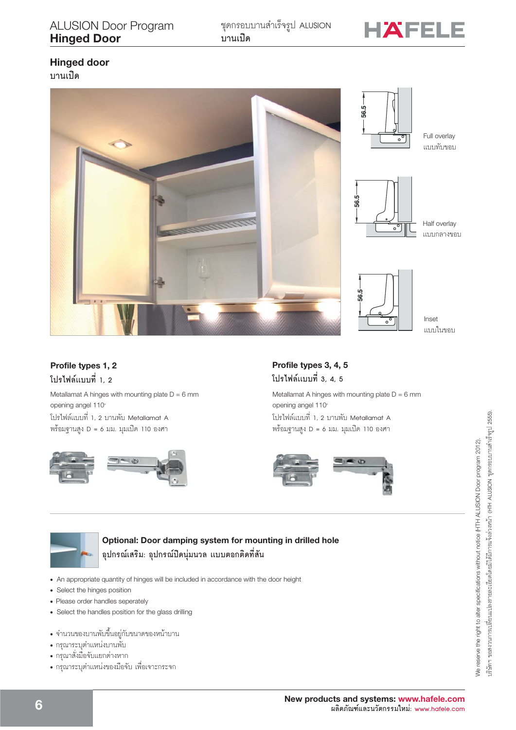## Hinged door
บานเปิด

56.5

Full overlay
แบบทับขอบ

56.5

Half overlay
แบบกลางขอบ

56.5

Inset
แบบในขอบ

### Profile types 1, 2
โปรไฟล์แบบที่ 1, 2

Metallamat A hinges with mounting plate D = 6 mm
opening angel 110°
โปรไฟล์แบบที่ 1, 2 บานพับ Metallamat A
พร้อมฐานสูง D = 6 มม. มุมเปิด 110 องศา

### Profile types 3, 4, 5
โปรไฟล์แบบที่ 3, 4, 5

Metallamat A hinges with mounting plate D = 6 mm
opening angel 110°
โปรไฟล์แบบที่ 1, 2 บานพับ Metallamat A
พร้อมฐานสูง D = 6 มม. มุมเปิด 110 องศา

### Optional: Door damping system for mounting in drilled hole
อุปกรณ์เสริม: อุปกรณ์ปิดนุ่มนวล แบบตอกติดที่สัน

- An appropriate quantity of hinges will be included in accordance with the door height
- Select the hinges position
- Please order handles seperately
- Select the handles position for the glass drilling

- จำนวนของบานพับขึ้นอยู่กับขนาดของหน้าบาน
- กรุณาระบุตำแหน่งบานพับ
- กรุณาสั่งมือจับแยกต่างหาก
- กรุณาระบุตำแหน่งของมือจับ เพื่อเจาะกระจก

We reserve the right to alter specifications without notice (HTH ALUSION Door program 2012).
บริษัทฯ ขอสงวนการเปลี่ยนแปลงรายละเอียดโดยมิได้มีการแจ้งล่วงหน้า (HTH ALUSION ชุดกรอบบานสำเร็จรูป 2555).

**New products and systems: www.hafele.com**
ผลิตภัณฑ์และนวัตกรรมใหม่: www.hafele.com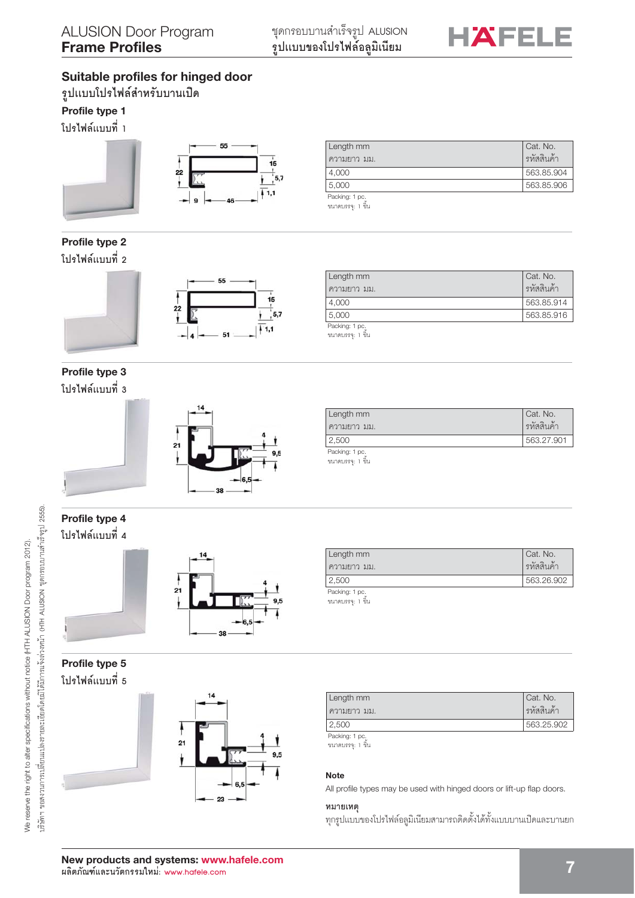## Suitable profiles for hinged door

รูปแบบโปรไฟล์สำหรับบานเปิด

### Profile type 1

โปรไฟล์แบบที่ 1

| Length mm<br>ความยาว มม. | Cat. No.<br>รหัสสินค้า |
|---|---|
| 4,000 | 563.85.904 |
| 5,000 | 563.85.906 |

Packing: 1 pc.
ขนาดบรรจุ: 1 ชิ้น

### Profile type 2

โปรไฟล์แบบที่ 2

| Length mm<br>ความยาว มม. | Cat. No.<br>รหัสสินค้า |
|---|---|
| 4,000 | 563.85.914 |
| 5,000 | 563.85.916 |

Packing: 1 pc.
ขนาดบรรจุ: 1 ชิ้น

### Profile type 3

โปรไฟล์แบบที่ 3

| Length mm<br>ความยาว มม. | Cat. No.<br>รหัสสินค้า |
|---|---|
| 2,500 | 563.27.901 |

Packing: 1 pc.
ขนาดบรรจุ: 1 ชิ้น

### Profile type 4

โปรไฟล์แบบที่ 4

| Length mm<br>ความยาว มม. | Cat. No.<br>รหัสสินค้า |
|---|---|
| 2,500 | 563.26.902 |

Packing: 1 pc.
ขนาดบรรจุ: 1 ชิ้น

### Profile type 5

โปรไฟล์แบบที่ 5

| Length mm<br>ความยาว มม. | Cat. No.<br>รหัสสินค้า |
|---|---|
| 2,500 | 563.25.902 |

Packing: 1 pc.
ขนาดบรรจุ: 1 ชิ้น

**Note**

All profile types may be used with hinged doors or lift-up flap doors.

**หมายเหตุ**

ทุกรูปแบบของโปรไฟล์อลูมิเนียมสามารถติดตั้งได้ทั้งแบบบานเปิดและบานยก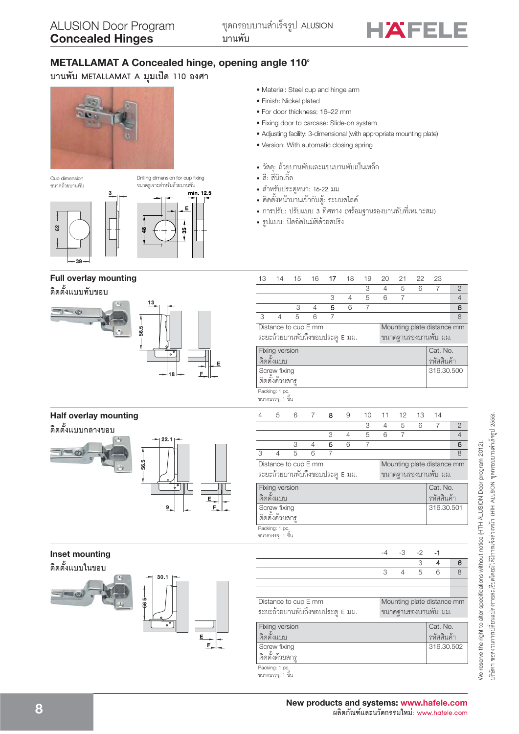# METALLAMAT A Concealed hinge, opening angle 110°

บานพับ METALLAMAT A มุมเปิด 110 องศา

- Material: Steel cup and hinge arm
- Finish: Nickel plated
- For door thickness: 16–22 mm
- Fixing door to carcase: Slide-on system
- Adjusting facility: 3-dimensional (with appropriate mounting plate)
- Version: With automatic closing spring

- วัสดุ: ถ้วยบานพับและแขนบานพับเป็นเหล็ก
- สี: สีนิกเกิ้ล
- สำหรับประตูหนา: 16-22 มม
- ติดตั้งหน้าบานเข้ากับตู้: ระบบสไลด์
- การปรับ: ปรับแบบ 3 ทิศทาง (พร้อมฐานรองบานพับที่เหมาะสม)
- รูปแบบ: ปิดอัตโนมัติด้วยสปริง

Cup dimension
ขนาดถ้วยบานพับ

Drilling dimension for cup fixing
ขนาดรูเจาะสำหรับถ้วยบานพับ

## Full overlay mounting

ติดตั้งแบบทับขอบ

| 13 | 14 | 15 | 16 | 17 | 18 | 19 | 20 | 21 | 22 | 23 | |
|---|---|---|---|---|---|---|---|---|---|---|---|
| | | | | | | 3 | 4 | 5 | 6 | 7 | 2 |
| | | | | 3 | 4 | 5 | 6 | 7 | | | 4 |
| | | 3 | 4 | 5 | 6 | 7 | | | | | 6 |
| 3 | 4 | 5 | 6 | 7 | | | | | | | 8 |

Distance to cup E mm / ระยะถ้วยบานพับถึงขอบประตู E มม.
Mounting plate distance mm / ขนาดฐานรองบานพับ มม.

| Fixing version / ติดตั้งแบบ | Cat. No. / รหัสสินค้า |
|---|---|
| Screw fixing / ติดตั้งด้วยสกรู | 316.30.500 |

Packing: 1 pc.
ขนาดบรรจุ: 1 ชิ้น

## Half overlay mounting

ติดตั้งแบบกลางขอบ

| 4 | 5 | 6 | 7 | 8 | 9 | 10 | 11 | 12 | 13 | 14 | |
|---|---|---|---|---|---|---|---|---|---|---|---|
| | | | | | | 3 | 4 | 5 | 6 | 7 | 2 |
| | | | | 3 | 4 | 5 | 6 | 7 | | | 4 |
| | | 3 | 4 | 5 | 6 | 7 | | | | | 6 |
| 3 | 4 | 5 | 6 | 7 | | | | | | | 8 |

Distance to cup E mm / ระยะถ้วยบานพับถึงขอบประตู E มม.
Mounting plate distance mm / ขนาดฐานรองบานพับ มม.

| Fixing version / ติดตั้งแบบ | Cat. No. / รหัสสินค้า |
|---|---|
| Screw fixing / ติดตั้งด้วยสกรู | 316.30.501 |

Packing: 1 pc.
ขนาดบรรจุ: 1 ชิ้น

## Inset mounting

ติดตั้งแบบในขอบ

| -4 | -3 | -2 | -1 | |
|---|---|---|---|---|
| | | 3 | 4 | 6 |
| 3 | 4 | 5 | 6 | 8 |

Distance to cup E mm / ระยะถ้วยบานพับถึงขอบประตู E มม.
Mounting plate distance mm / ขนาดฐานรองบานพับ มม.

| Fixing version / ติดตั้งแบบ | Cat. No. / รหัสสินค้า |
|---|---|
| Screw fixing / ติดตั้งด้วยสกรู | 316.30.502 |

Packing: 1 pc.
ขนาดบรรจุ: 1 ชิ้น

We reserve the right to alter specifications without notice (HTH ALUSION Door program 2012).
บริษัทฯ ขอสงวนการเปลี่ยนแปลงรายละเอียดโดยไม่ต้องแจ้งล่วงหน้า (HTH ALUSION ชุดกรอบบานสำเร็จรูป 2555).

New products and systems: www.hafele.com
ผลิตภัณฑ์และนวัตกรรมใหม่: www.hafele.com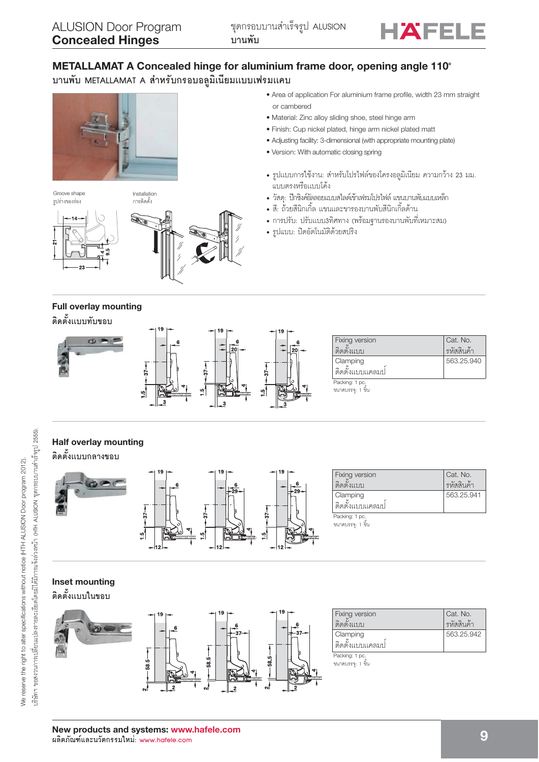# METALLAMAT A Concealed hinge for aluminium frame door, opening angle 110°

## บานพับ METALLAMAT A สำหรับกรอบอลูมิเนียมแบบเฟรมแคบ

- Area of application For aluminium frame profile, width 23 mm straight or cambered
- Material: Zinc alloy sliding shoe, steel hinge arm
- Finish: Cup nickel plated, hinge arm nickel plated matt
- Adjusting facility: 3-dimensional (with appropriate mounting plate)
- Version: With automatic closing spring

- รูปแบบการใช้งาน: สำหรับโปรไฟล์ของโครงอลูมิเนียม ความกว้าง 23 มม. แบบตรงหรือแบบโค้ง
- วัสดุ: ปีกซิงค์อัลลอยแบบสไลด์เข้าเฟรมโปรไฟล์ แขนบานพับแบบเหล็ก
- สี: ถ้วยสีนิกเกิ้ล แขนและขารองบานพับสีนิกเกิ้ลด้าน
- การปรับ: ปรับแบบ3ทิศทาง (พร้อมฐานรองบานพับที่เหมาะสม)
- รูปแบบ: ปิดอัตโนมัติด้วยสปริง

Groove shape
รูปร่างของร่อง

Installation
การติดตั้ง

### Full overlay mounting
ติดตั้งแบบทับขอบ

| Fixing version ติดตั้งแบบ | Cat. No. รหัสสินค้า |
|---|---|
| Clamping ติดตั้งแบบแคลมป์ | 563.25.940 |

Packing: 1 pc.
ขนาดบรรจุ: 1 ชิ้น

### Half overlay mounting
ติดตั้งแบบกลางขอบ

| Fixing version ติดตั้งแบบ | Cat. No. รหัสสินค้า |
|---|---|
| Clamping ติดตั้งแบบแคลมป์ | 563.25.941 |

Packing: 1 pc.
ขนาดบรรจุ: 1 ชิ้น

### Inset mounting
ติดตั้งแบบในขอบ

| Fixing version ติดตั้งแบบ | Cat. No. รหัสสินค้า |
|---|---|
| Clamping ติดตั้งแบบแคลมป์ | 563.25.942 |

Packing: 1 pc.
ขนาดบรรจุ: 1 ชิ้น

We reserve the right to alter specifications without notice (HTH ALUSION Door program 2012).
บริษัทฯ ขอสงวนการเปลี่ยนแปลงรายละเอียดโดยมิได้มีการแจ้งล่วงหน้า (HTH ALUSION ชุดกรอบบานสำเร็จรูป 2555).

**New products and systems: www.hafele.com**
ผลิตภัณฑ์และนวัตกรรมใหม่: www.hafele.com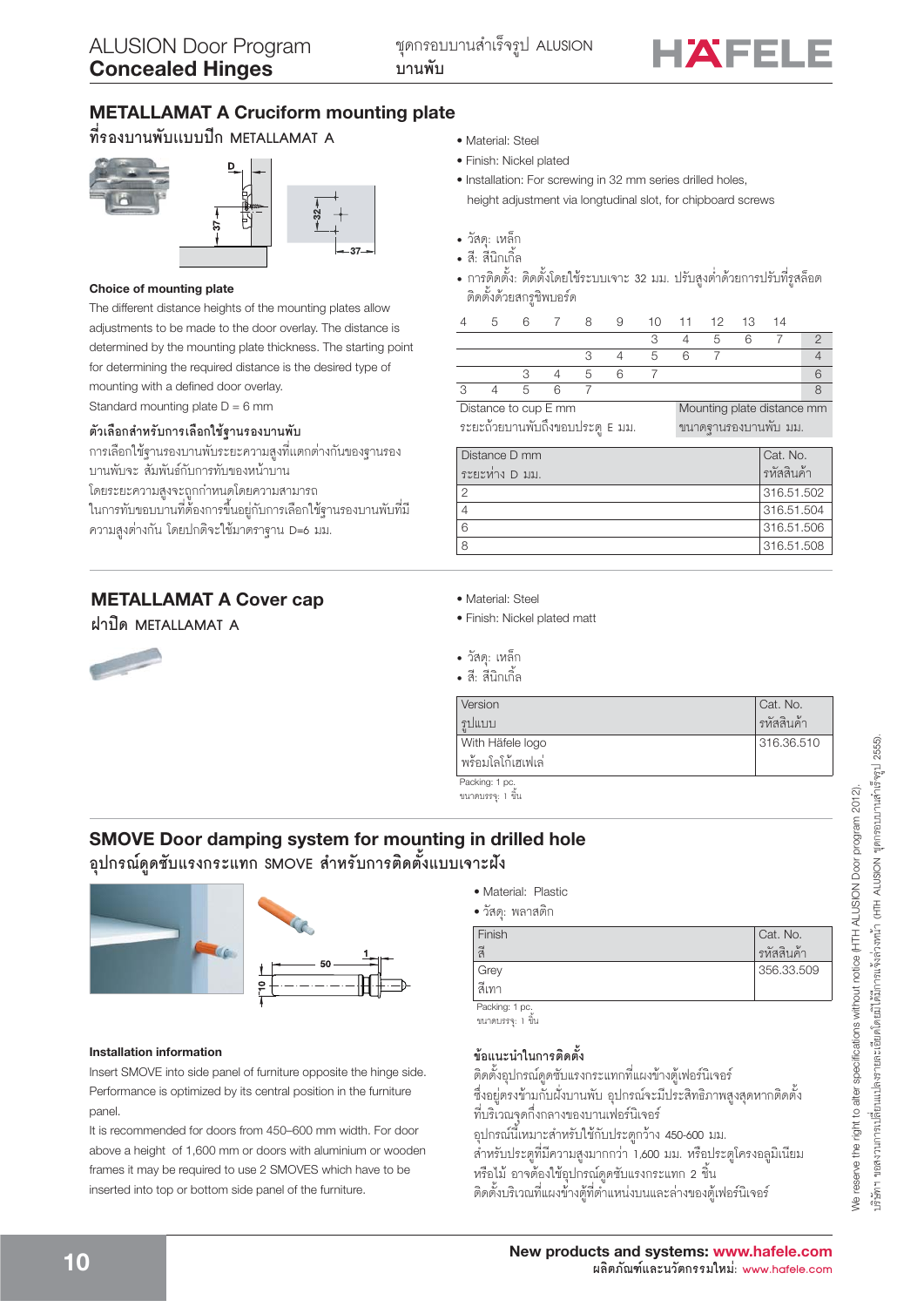## METALLAMAT A Cruciform mounting plate

### ที่รองบานพับแบบปีก METALLAMAT A

- Material: Steel
- Finish: Nickel plated
- Installation: For screwing in 32 mm series drilled holes, height adjustment via longtudinal slot, for chipboard screws

- วัสดุ: เหล็ก
- สี: สีนิกเกิ้ล
- การติดตั้ง: ติดตั้งโดยใช้ระบบเจาะ 32 มม. ปรับสูงต่ำด้วยการปรับที่รูสล็อต ติดตั้งด้วยสกรูชิพบอร์ด

**Choice of mounting plate**

The different distance heights of the mounting plates allow adjustments to be made to the door overlay. The distance is determined by the mounting plate thickness. The starting point for determining the required distance is the desired type of mounting with a defined door overlay.

Standard mounting plate D = 6 mm

**ตัวเลือกสำหรับการเลือกใช้ฐานรองบานพับ**

การเลือกใช้ฐานรองบานพับระยะความสูงที่แตกต่างกันของฐานรอง บานพับจะ สัมพันธ์กับการทับของหน้าบาน โดยระยะความสูงจะถูกกำหนดโดยความสามารถ ในการทับขอบบานที่ต้องการขึ้นอยู่กับการเลือกใช้ฐานรองบานพับที่มี ความสูงต่างกัน โดยปกติจะใช้มาตราฐาน D=6 มม.

| 4 | 5 | 6 | 7 | 8 | 9 | 10 | 11 | 12 | 13 | 14 | |
|---|---|---|---|---|---|---|---|---|---|---|---|
| | | | | | | 3 | 4 | 5 | 6 | 7 | 2 |
| | | | | 3 | 4 | 5 | 6 | 7 | | | 4 |
| | | 3 | 4 | 5 | 6 | 7 | | | | | 6 |
| 3 | 4 | 5 | 6 | 7 | | | | | | | 8 |
| Distance to cup E mm<br>ระยะถ้วยบานพับถึงขอบประตู E มม. | | | | | | | Mounting plate distance mm<br>ขนาดฐานรองบานพับ มม. | | | | |

| Distance D mm<br>ระยะห่าง D มม. | Cat. No.<br>รหัสสินค้า |
|---|---|
| 2 | 316.51.502 |
| 4 | 316.51.504 |
| 6 | 316.51.506 |
| 8 | 316.51.508 |

## METALLAMAT A Cover cap

### ฝาปิด METALLAMAT A

- Material: Steel
- Finish: Nickel plated matt

- วัสดุ: เหล็ก
- สี: สีนิกเกิ้ล

| Version<br>รูปแบบ | Cat. No.<br>รหัสสินค้า |
|---|---|
| With Häfele logo<br>พร้อมโลโก้เฮเฟเล่ | 316.36.510 |

Packing: 1 pc.
ขนาดบรรจุ: 1 ชิ้น

## SMOVE Door damping system for mounting in drilled hole

### อุปกรณ์ดูดซับแรงกระแทก SMOVE สำหรับการติดตั้งแบบเจาะฝัง

- Material: Plastic
- วัสดุ: พลาสติก

| Finish<br>สี | Cat. No.<br>รหัสสินค้า |
|---|---|
| Grey<br>สีเทา | 356.33.509 |

Packing: 1 pc.
ขนาดบรรจุ: 1 ชิ้น

**Installation information**

Insert SMOVE into side panel of furniture opposite the hinge side. Performance is optimized by its central position in the furniture panel.

It is recommended for doors from 450–600 mm width. For door above a height of 1,600 mm or doors with aluminium or wooden frames it may be required to use 2 SMOVES which have to be inserted into top or bottom side panel of the furniture.

**ข้อแนะนำในการติดตั้ง**

ติดตั้งอุปกรณ์ดูดซับแรงกระแทกที่แผงข้างตู้เฟอร์นิเจอร์ ซึ่งอยู่ตรงข้ามกับฝั่งบานพับ อุปกรณ์จะมีประสิทธิภาพสูงสุดหากติดตั้ง ที่บริเวณจุดกึ่งกลางของบานเฟอร์นิเจอร์
อุปกรณ์นี้เหมาะสำหรับใช้กับประตูกว้าง 450-600 มม.
สำหรับประตูที่มีความสูงมากกว่า 1,600 มม. หรือประตูโครงอลูมิเนียม หรือไม้ อาจต้องใช้อุปกรณ์ดูดซับแรงกระแทก 2 ชิ้น ติดตั้งบริเวณที่แผงข้างตู้ที่ตำแหน่งบนและล่างของตู้เฟอร์นิเจอร์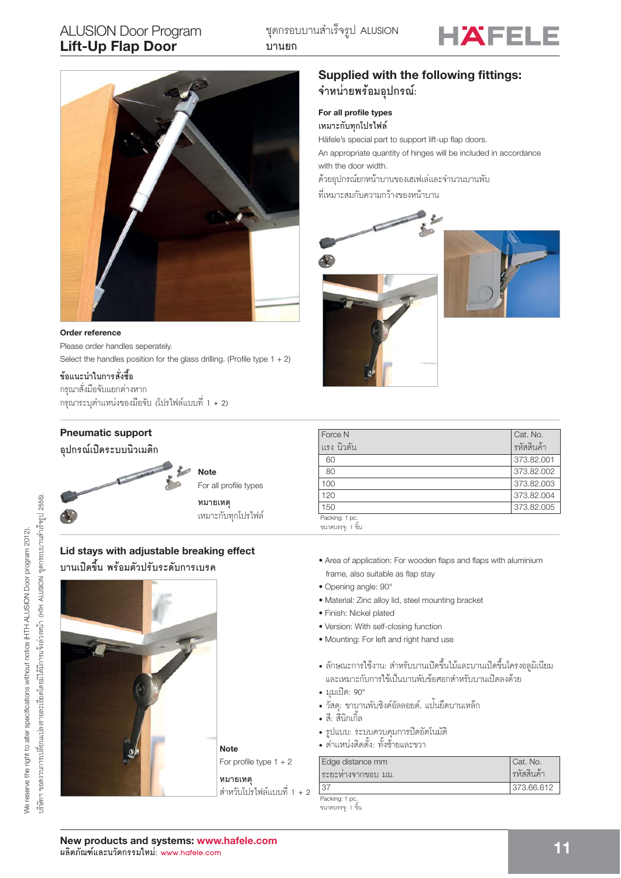## Supplied with the following fittings:
## จำหน่ายพร้อมอุปกรณ์:

**For all profile types**
**เหมาะกับทุกโปรไฟล์**

Häfele's special part to support lift-up flap doors.
An appropriate quantity of hinges will be included in accordance with the door width.
ด้วยอุปกรณ์ยกหน้าบานของเฮเฟเล่และจำนวนบานพับที่เหมาะสมกับความกว้างของหน้าบาน

**Order reference**
Please order handles seperately.
Select the handles position for the glass drilling. (Profile type 1 + 2)

**ข้อแนะนำในการสั่งซื้อ**
กรุณาสั่งมือจับแยกต่างหาก
กรุณาระบุตำแหน่งของมือจับ (โปรไฟล์แบบที่ 1 + 2)

### Pneumatic support
### อุปกรณ์เปิดระบบนิวเมติก

**Note**
For all profile types

**หมายเหตุ**
เหมาะกับทุกโปรไฟล์

| Force N<br>แรง นิวตัน | Cat. No.<br>รหัสสินค้า |
|---|---|
| 60 | 373.82.001 |
| 80 | 373.82.002 |
| 100 | 373.82.003 |
| 120 | 373.82.004 |
| 150 | 373.82.005 |

Packing: 1 pc.
ขนาดบรรจุ: 1 ชิ้น

### Lid stays with adjustable breaking effect
### บานเปิดขึ้น พร้อมตัวปรับระดับการเบรค

- Area of application: For wooden flaps and flaps with aluminium frame, also suitable as flap stay
- Opening angle: 90°
- Material: Zinc alloy lid, steel mounting bracket
- Finish: Nickel plated
- Version: With self-closing function
- Mounting: For left and right hand use

- ลักษณะการใช้งาน: สำหรับบานเปิดขึ้นไม้และบานเปิดขึ้นโครงอลูมิเนียม และเหมาะกับการใช้เป็นบานพับข้อศอกสำหรับบานเปิดลงด้วย
- มุมเปิด: 90°
- วัสดุ: ขาบานพับซิงค์อัลลอยด์, แป้นยึดบานเหล็ก
- สี: สีนิกเกิ้ล
- รูปแบบ: ระบบควบคุมการปิดอัตโนมัติ
- ตำแหน่งติดตั้ง: ทั้งซ้ายและขวา

**Note**
For profile type 1 + 2

**หมายเหตุ**
สำหรับโปรไฟล์แบบที่ 1 + 2

| Edge distance mm<br>ระยะห่างจากขอบ มม. | Cat. No.<br>รหัสสินค้า |
|---|---|
| 37 | 373.66.612 |

Packing: 1 pc.
ขนาดบรรจุ: 1 ชิ้น

We reserve the right to alter specifications without notice (HTH ALUSION Door program 2012).
บริษัทฯ ขอสงวนการเปลี่ยนแปลงรายละเอียดโดยมิได้มีการแจ้งล่วงหน้า (HTH ALUSION ชุดกรอบบานสำเร็จรูป 2555).

**New products and systems: www.hafele.com**
**ผลิตภัณฑ์และนวัตกรรมใหม่:** www.hafele.com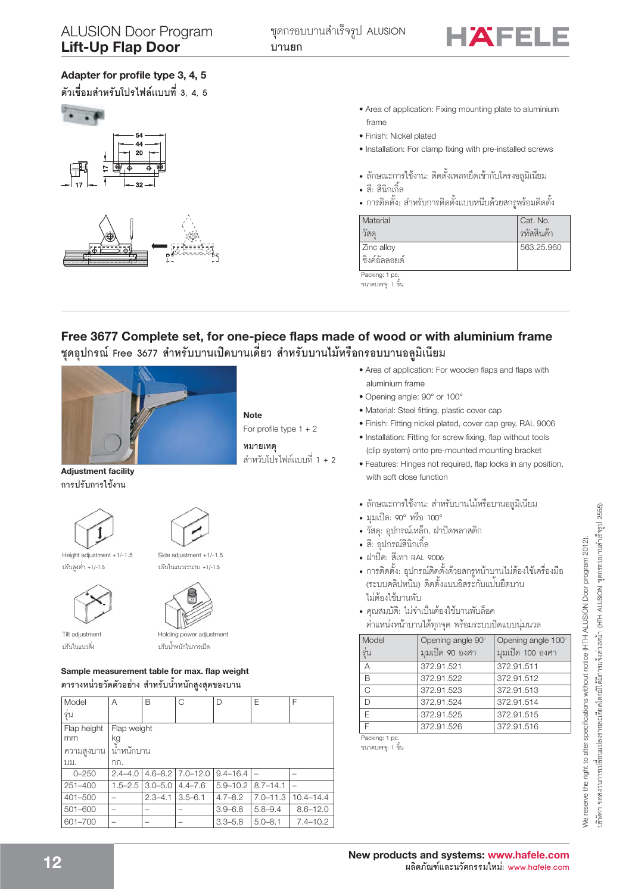# ALUSION Door Program
## Lift-Up Flap Door

ชุดกรอบบานสำเร็จรูป ALUSION
บานยก

### Adapter for profile type 3, 4, 5
ตัวเชื่อมสำหรับโปรไฟล์แบบที่ 3, 4, 5

54
44
20
17
17
32

- Area of application: Fixing mounting plate to aluminium frame
- Finish: Nickel plated
- Installation: For clamp fixing with pre-installed screws

- ลักษณะการใช้งาน: ติดตั้งเพลทยึดเข้ากับโครงอลูมิเนียม
- สี: สีนิกเกิ้ล
- การติดตั้ง: สำหรับการติดตั้งแบบหนีบด้วยสกรูพร้อมติดตั้ง

| Material<br>วัสดุ | Cat. No.<br>รหัสสินค้า |
|---|---|
| Zinc alloy<br>ซิงค์อัลลอยด์ | 563.25.960 |

Packing: 1 pc.
ขนาดบรรจุ: 1 ชิ้น

### Free 3677 Complete set, for one-piece flaps made of wood or with aluminium frame
ชุดอุปกรณ์ Free 3677 สำหรับบานเปิดบานเดี่ยว สำหรับบานไม้หรือกรอบบานอลูมิเนียม

**Note**
For profile type 1 + 2

**หมายเหตุ**
สำหรับโปรไฟล์แบบที่ 1 + 2

**Adjustment facility**
**การปรับการใช้งาน**

Height adjustment +1/-1.5
ปรับสูงต่ำ +1/-1.5

Side adjustment +1/-1.5
ปรับในแนวระนาบ +1/-1.5

Tilt adjustment
ปรับในแนวดิ่ง

Holding power adjustment
ปรับน้ำหนักในการเปิด

- Area of application: For wooden flaps and flaps with aluminium frame
- Opening angle: 90° or 100°
- Material: Steel fitting, plastic cover cap
- Finish: Fitting nickel plated, cover cap grey, RAL 9006
- Installation: Fitting for screw fixing, flap without tools (clip system) onto pre-mounted mounting bracket
- Features: Hinges not required, flap locks in any position, with soft close function

- ลักษณะการใช้งาน: สำหรับบานไม้หรือบานอลูมิเนียม
- มุมเปิด: 90° หรือ 100°
- วัสดุ: อุปกรณ์เหล็ก, ฝาปิดพลาสติก
- สี: อุปกรณ์สีนิกเกิ้ล
- ฝาปิด: สีเทา RAL 9006
- การติดตั้ง: อุปกรณ์ติดตั้งด้วยสกรูหน้าบานไม่ต้องใช้เครื่องมือ (ระบบคลิปหนีบ) ติดตั้งแบบอิสระกับแป้นยึดบาน ไม่ต้องใช้บานพับ
- คุณสมบัติ: ไม่จำเป็นต้องใช้บานพับล็อค ตำแหน่งหน้าบานได้ทุกจุด พร้อมระบบปิดแบบนุ่มนวล

**Sample measurement table for max. flap weight**
**ตารางหน่วยวัดตัวอย่าง สำหรับน้ำหนักสูงสุดของบาน**

| Model<br>รุ่น | A | B | C | D | E | F |
|---|---|---|---|---|---|---|
| Flap height<br>mm<br>ความสูงบาน<br>มม. | Flap weight<br>kg<br>น้ำหนักบาน<br>กก. | | | | | |
| 0–250 | 2.4–4.0 | 4.6–8.2 | 7.0–12.0 | 9.4–16.4 | – | – |
| 251–400 | 1.5–2.5 | 3.0–5.0 | 4.4–7.6 | 5.9–10.2 | 8.7–14.1 | – |
| 401–500 | – | 2.3–4.1 | 3.5–6.1 | 4.7–8.2 | 7.0–11.3 | 10.4–14.4 |
| 501–600 | – | – | – | 3.9–6.8 | 5.8–9.4 | 8.6–12.0 |
| 601–700 | – | – | – | 3.3–5.8 | 5.0–8.1 | 7.4–10.2 |

| Model<br>รุ่น | Opening angle 90°<br>มุมเปิด 90 องศา | Opening angle 100°<br>มุมเปิด 100 องศา |
|---|---|---|
| A | 372.91.521 | 372.91.511 |
| B | 372.91.522 | 372.91.512 |
| C | 372.91.523 | 372.91.513 |
| D | 372.91.524 | 372.91.514 |
| E | 372.91.525 | 372.91.515 |
| F | 372.91.526 | 372.91.516 |

Packing: 1 pc.
ขนาดบรรจุ: 1 ชิ้น

We reserve the right to alter specifications without notice (HTH ALUSION Door program 2012).
บริษัทฯ ขอสงวนการเปลี่ยนแปลงรายละเอียดโดยมิได้มีการแจ้งล่วงหน้า (HTH ALUSION ชุดกรอบบานสำเร็จรูป 2555).

New products and systems: www.hafele.com
ผลิตภัณฑ์และนวัตกรรมใหม่: www.hafele.com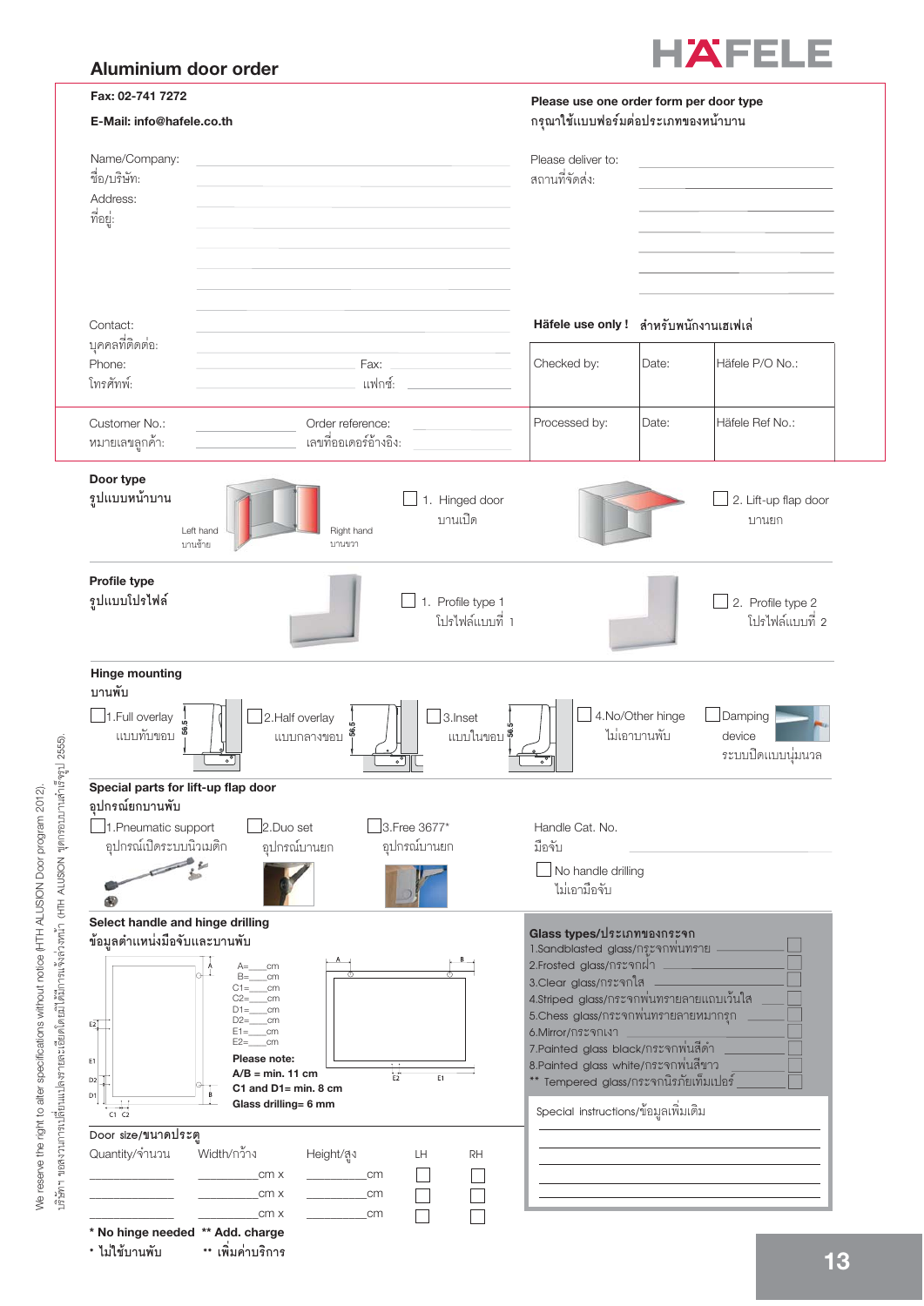# Aluminium door order

HÄFELE

**Fax: 02-741 7272**

**E-Mail: info@hafele.co.th**

**Please use one order form per door type**
**กรุณาใช้แบบฟอร์มต่อประเภทของหน้าบาน**

Name/Company:
ชื่อ/บริษัท:

Address:
ที่อยู่:

Please deliver to:
สถานที่จัดส่ง:

Contact:
บุคคลที่ติดต่อ:

Phone: Fax:
โทรศัพท์: แฟกซ์:

**Häfele use only !** สำหรับพนักงานเฮเฟเล่

| Checked by: | Date: | Häfele P/O No.: |
|---|---|---|
| Processed by: | Date: | Häfele Ref No.: |

Customer No.: Order reference:
หมายเลขลูกค้า: เลขที่ออเดอร์อ้างอิง:

**Door type**
**รูปแบบหน้าบาน**

Left hand / บานซ้าย    Right hand / บานขวา

☐ 1. Hinged door / บานเปิด

☐ 2. Lift-up flap door / บานยก

**Profile type**
**รูปแบบโปรไฟล์**

☐ 1. Profile type 1 / โปรไฟล์แบบที่ 1

☐ 2. Profile type 2 / โปรไฟล์แบบที่ 2

**Hinge mounting**
**บานพับ**

☐ 1.Full overlay / แบบทับขอบ (56.5)

☐ 2.Half overlay / แบบกลางขอบ (56.5)

☐ 3.Inset / แบบในขอบ (56.5)

☐ 4.No/Other hinge / ไม่เอาบานพับ

☐ Damping device / ระบบปิดแบบนุ่มนวล

**Special parts for lift-up flap door**
**อุปกรณ์ยกบานพับ**

☐ 1.Pneumatic support / อุปกรณ์เปิดระบบนิวเมติก

☐ 2.Duo set / อุปกรณ์บานยก

☐ 3.Free 3677* / อุปกรณ์บานยก

Handle Cat. No.
มือจับ

☐ No handle drilling / ไม่เอามือจับ

**Select handle and hinge drilling**
**ข้อมูลตำแหน่งมือจับและบานพับ**

A=____cm
B=____cm
C1=____cm
C2=____cm
D1=____cm
D2=____cm
E1=____cm
E2=____cm

**Please note:**
**A/B = min. 11 cm**
**C1 and D1= min. 8 cm**
**Glass drilling= 6 mm**

**Glass types/ประเภทของกระจก**

1.Sandblasted glass/กระจกพ่นทราย ☐
2.Frosted glass/กระจกฝ้า ☐
3.Clear glass/กระจกใส ☐
4.Striped glass/กระจกพ่นทรายลายแถบเว้นใส ☐
5.Chess glass/กระจกพ่นทรายลายหมากรุก ☐
6.Mirror/กระจกเงา ☐
7.Painted glass black/กระจกพ่นสีดำ ☐
8.Painted glass white/กระจกพ่นสีขาว ☐
** Tempered glass/กระจกนิรภัยเท็มเปอร์ ☐

Special instructions/ข้อมูลเพิ่มเติม

**Door size/ขนาดประตู**

| Quantity/จำนวน | Width/กว้าง | Height/สูง | LH | RH |
|---|---|---|---|---|
| ________ | ________cm x | ________cm | ☐ | ☐ |
| ________ | ________cm x | ________cm | ☐ | ☐ |
| ________ | ________cm x | ________cm | ☐ | ☐ |

**\* No hinge needed** **** Add. charge**
**\* ไม่ใช้บานพับ** **** เพิ่มค่าบริการ**

We reserve the right to alter specifications without notice (HTH ALUSION Door program 2012).
บริษัทฯ ขอสงวนการเปลี่ยนแปลงรายละเอียดโดยมิได้แจ้งล่วงหน้า (HTH ALUSION ชุดครอบบานสำเร็จรูป 2555).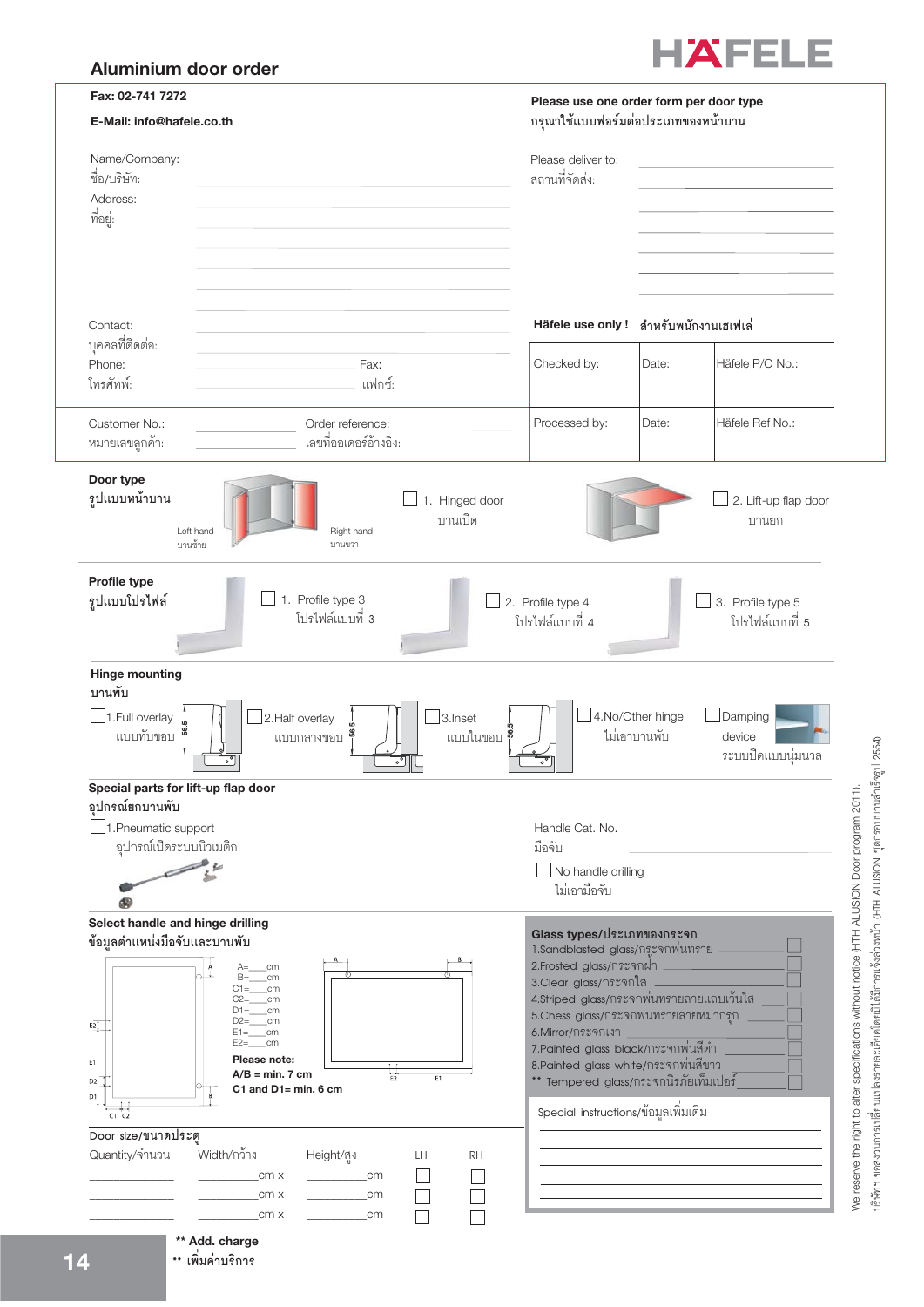# Aluminium door order

HÄFELE

**Fax: 02-741 7272**

**E-Mail: info@hafele.co.th**

**Please use one order form per door type**
กรุณาใช้แบบฟอร์มต่อประเภทของหน้าบาน

Name/Company:
ชื่อ/บริษัท:

Address:
ที่อยู่:

Please deliver to:
สถานที่จัดส่ง:

Contact:
บุคคลที่ติดต่อ:

Phone: Fax:
โทรศัพท์: แฟกซ์:

**Häfele use only !** สำหรับพนักงานเฮเฟเล่

| Checked by: | Date: | Häfele P/O No.: |
|---|---|---|
| Processed by: | Date: | Häfele Ref No.: |

Customer No.: Order reference:
หมายเลขลูกค้า: เลขที่ออเดอร์อ้างอิง:

**Door type**
**รูปแบบหน้าบาน**

Left hand / บานซ้าย — Right hand / บานขวา

☐ 1. Hinged door / บานเปิด

☐ 2. Lift-up flap door / บานยก

**Profile type**
**รูปแบบโปรไฟล์**

☐ 1. Profile type 3 / โปรไฟล์แบบที่ 3

☐ 2. Profile type 4 / โปรไฟล์แบบที่ 4

☐ 3. Profile type 5 / โปรไฟล์แบบที่ 5

**Hinge mounting**
**บานพับ**

☐ 1.Full overlay / แบบทับขอบ

☐ 2.Half overlay / แบบกลางขอบ

☐ 3.Inset / แบบในขอบ

☐ 4.No/Other hinge / ไม่เอาบานพับ

☐ Damping device / ระบบปิดแบบนุ่มนวล

**Special parts for lift-up flap door**
**อุปกรณ์ยกบานพับ**

☐ 1.Pneumatic support / อุปกรณ์เปิดระบบนิวเมติก

Handle Cat. No.
มือจับ

☐ No handle drilling / ไม่เอามือจับ

**Select handle and hinge drilling**
**ข้อมูลตำแหน่งมือจับและบานพับ**

A=\_\_\_\_cm
B=\_\_\_\_cm
C1=\_\_\_\_cm
C2=\_\_\_\_cm
D1=\_\_\_\_cm
D2=\_\_\_\_cm
E1=\_\_\_\_cm
E2=\_\_\_\_cm

**Please note:**
**A/B = min. 7 cm**
**C1 and D1= min. 6 cm**

**Glass types/ประเภทของกระจก**

1. Sandblasted glass/กระจกพ่นทราย ☐
2. Frosted glass/กระจกฝ้า ☐
3. Clear glass/กระจกใส ☐
4. Striped glass/กระจกพ่นทรายลายแถบเว้นใส ☐
5. Chess glass/กระจกพ่นทรายลายหมากรุก ☐
6. Mirror/กระจกเงา ☐
7. Painted glass black/กระจกพ่นสีดำ ☐
8. Painted glass white/กระจกพ่นสีขาว ☐

\*\* Tempered glass/กระจกนิรภัยเทมเปอร์ ☐

Special instructions/ข้อมูลเพิ่มเติม

Door size/ขนาดประตู

| Quantity/จำนวน | Width/กว้าง | Height/สูง | LH | RH |
|---|---|---|---|---|
| \_\_\_\_\_\_ | \_\_\_\_\_\_cm x | \_\_\_\_\_\_cm | ☐ | ☐ |
| \_\_\_\_\_\_ | \_\_\_\_\_\_cm x | \_\_\_\_\_\_cm | ☐ | ☐ |
| \_\_\_\_\_\_ | \_\_\_\_\_\_cm x | \_\_\_\_\_\_cm | ☐ | ☐ |

**\*\* Add. charge**
\*\* เพิ่มค่าบริการ

We reserve the right to alter specifications without notice (HTH ALUSION Door program 2011).
บริษัทฯ ขอสงวนการเปลี่ยนแปลงรายละเอียดโดยมิได้มีการแจ้งล่วงหน้า (HTH ALUSION ชุดกรอบบานสำเร็จรูป 2554).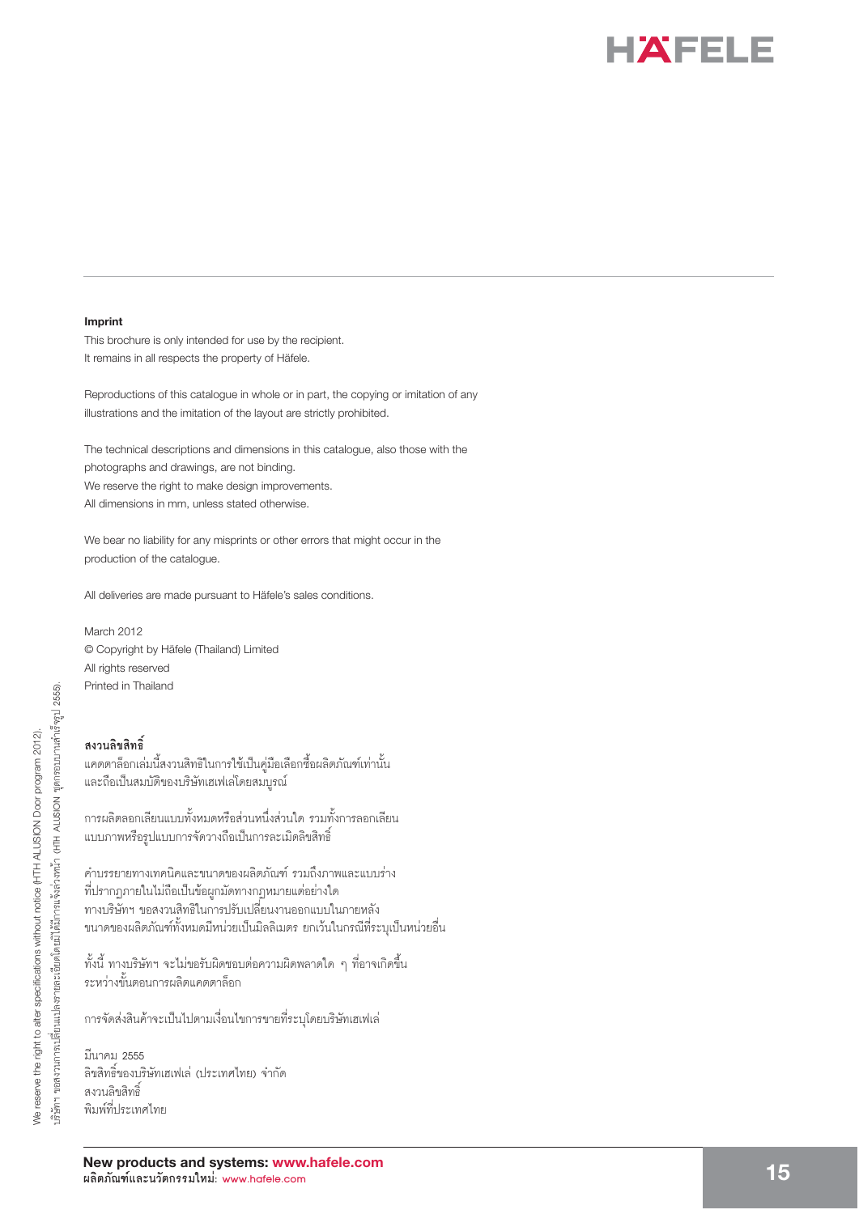### Imprint

This brochure is only intended for use by the recipient.
It remains in all respects the property of Häfele.

Reproductions of this catalogue in whole or in part, the copying or imitation of any illustrations and the imitation of the layout are strictly prohibited.

The technical descriptions and dimensions in this catalogue, also those with the photographs and drawings, are not binding.
We reserve the right to make design improvements.
All dimensions in mm, unless stated otherwise.

We bear no liability for any misprints or other errors that might occur in the production of the catalogue.

All deliveries are made pursuant to Häfele's sales conditions.

March 2012
© Copyright by Häfele (Thailand) Limited
All rights reserved
Printed in Thailand

### สงวนลิขสิทธิ์

แคตตาล็อกเล่มนี้สงวนสิทธิในการใช้เป็นคู่มือเลือกซื้อผลิตภัณฑ์เท่านั้น
และถือเป็นสมบัติของบริษัทเฮเฟเล่โดยสมบูรณ์

การผลิตลอกเลียนแบบทั้งหมดหรือส่วนหนึ่งส่วนใด รวมทั้งการลอกเลียน
แบบภาพหรือรูปแบบการจัดวางถือเป็นการละเมิดลิขสิทธิ์

คำบรรยายทางเทคนิคและขนาดของผลิตภัณฑ์ รวมถึงภาพและแบบร่าง
ที่ปรากฏภายในไม่ถือเป็นข้อผูกมัดทางกฎหมายแต่อย่างใด
ทางบริษัทฯ ขอสงวนสิทธิในการปรับเปลี่ยนงานออกแบบในภายหลัง
ขนาดของผลิตภัณฑ์ทั้งหมดมีหน่วยเป็นมิลลิเมตร ยกเว้นในกรณีที่ระบุเป็นหน่วยอื่น

ทั้งนี้ ทางบริษัทฯ จะไม่ขอรับผิดชอบต่อความผิดพลาดใด ๆ ที่อาจเกิดขึ้น
ระหว่างขั้นตอนการผลิตแคตตาล็อก

การจัดส่งสินค้าจะเป็นไปตามเงื่อนไขการขายที่ระบุโดยบริษัทเฮเฟเล่

มีนาคม 2555
ลิขสิทธิ์ของบริษัทเฮเฟเล่ (ประเทศไทย) จำกัด
สงวนลิขสิทธิ์
พิมพ์ที่ประเทศไทย

We reserve the right to alter specifications without notice (HTH ALUSION Door program 2012).
บริษัทฯ ขอสงวนการเปลี่ยนแปลงรายละเอียดโดยมิได้มีการแจ้งล่วงหน้า (HTH ALUSION ชุดกรอบบานสำเร็จรูป 2555).

**New products and systems: www.hafele.com**
**ผลิตภัณฑ์และนวัตกรรมใหม่:** www.hafele.com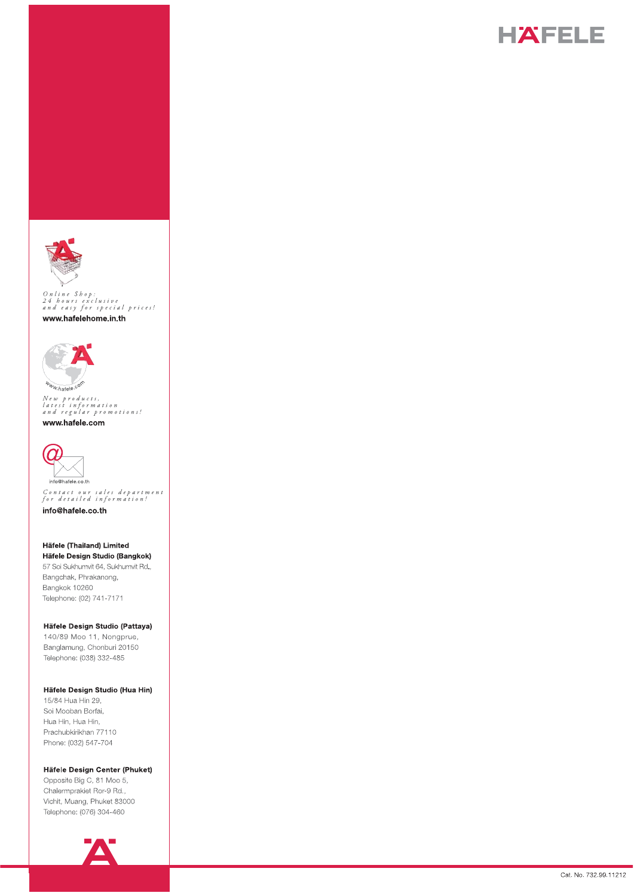HÄFELE

*Online Shop:*
*24 hours exclusive*
*and easy for special prices!*

**www.hafelehome.in.th**

www.hafele.com

*New products,*
*latest information*
*and regular promotions!*

**www.hafele.com**

info@hafele.co.th

*Contact our sales department*
*for detailed information!*

**info@hafele.co.th**

**Häfele (Thailand) Limited**
**Häfele Design Studio (Bangkok)**
57 Soi Sukhumvit 64, Sukhumvit Rd.,
Bangchak, Phrakanong,
Bangkok 10260
Telephone: (02) 741-7171

**Häfele Design Studio (Pattaya)**
140/89 Moo 11, Nongprue,
Banglamung, Chonburi 20150
Telephone: (038) 332-485

**Häfele Design Studio (Hua Hin)**
15/84 Hua Hin 29,
Soi Mooban Borfai,
Hua Hin, Hua Hin,
Prachubkirikhan 77110
Phone: (032) 547-704

**Häfele Design Center (Phuket)**
Opposite Big C, 81 Moo 5,
Chalermprakiet Ror-9 Rd.,
Vichit, Muang, Phuket 83000
Telephone: (076) 304-460

Cat. No. 732.99.11212